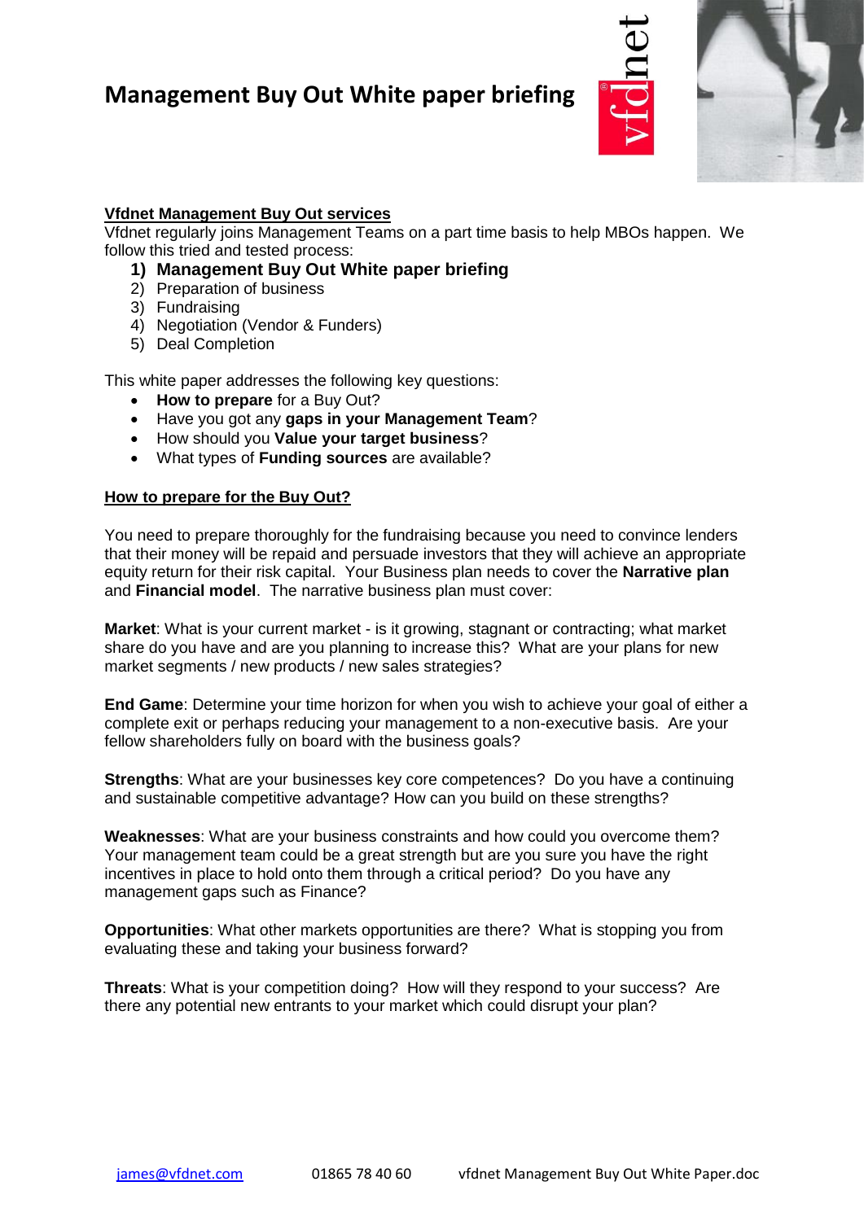# Management Buy Out White paper briefing

## Vfdnet Management Buy Out services

Vfdnet regularly joins Management Teams on a part time basis to help MBOs happen. We follow this tried and tested process:

1) **Management Buy Out White paper briefing**
2) Preparation of business
3) Fundraising
4) Negotiation (Vendor & Funders)
5) Deal Completion

This white paper addresses the following key questions:

- **How to prepare** for a Buy Out?
- Have you got any **gaps in your Management Team**?
- How should you **Value your target business**?
- What types of **Funding sources** are available?

## How to prepare for the Buy Out?

You need to prepare thoroughly for the fundraising because you need to convince lenders that their money will be repaid and persuade investors that they will achieve an appropriate equity return for their risk capital. Your Business plan needs to cover the **Narrative plan** and **Financial model**. The narrative business plan must cover:

**Market**: What is your current market - is it growing, stagnant or contracting; what market share do you have and are you planning to increase this? What are your plans for new market segments / new products / new sales strategies?

**End Game**: Determine your time horizon for when you wish to achieve your goal of either a complete exit or perhaps reducing your management to a non-executive basis. Are your fellow shareholders fully on board with the business goals?

**Strengths**: What are your businesses key core competences? Do you have a continuing and sustainable competitive advantage? How can you build on these strengths?

**Weaknesses**: What are your business constraints and how could you overcome them? Your management team could be a great strength but are you sure you have the right incentives in place to hold onto them through a critical period? Do you have any management gaps such as Finance?

**Opportunities**: What other markets opportunities are there? What is stopping you from evaluating these and taking your business forward?

**Threats**: What is your competition doing? How will they respond to your success? Are there any potential new entrants to your market which could disrupt your plan?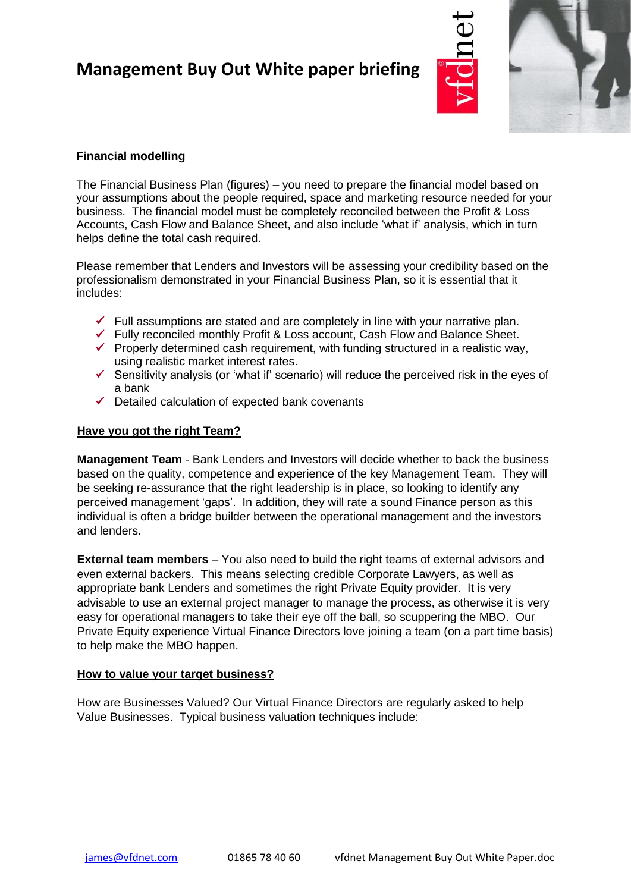**Financial modelling**

The Financial Business Plan (figures) – you need to prepare the financial model based on your assumptions about the people required, space and marketing resource needed for your business. The financial model must be completely reconciled between the Profit & Loss Accounts, Cash Flow and Balance Sheet, and also include 'what if' analysis, which in turn helps define the total cash required.

Please remember that Lenders and Investors will be assessing your credibility based on the professionalism demonstrated in your Financial Business Plan, so it is essential that it includes:

- ✓ Full assumptions are stated and are completely in line with your narrative plan.
- ✓ Fully reconciled monthly Profit & Loss account, Cash Flow and Balance Sheet.
- ✓ Properly determined cash requirement, with funding structured in a realistic way, using realistic market interest rates.
- ✓ Sensitivity analysis (or 'what if' scenario) will reduce the perceived risk in the eyes of a bank
- ✓ Detailed calculation of expected bank covenants

**Have you got the right Team?**

**Management Team** - Bank Lenders and Investors will decide whether to back the business based on the quality, competence and experience of the key Management Team. They will be seeking re-assurance that the right leadership is in place, so looking to identify any perceived management 'gaps'. In addition, they will rate a sound Finance person as this individual is often a bridge builder between the operational management and the investors and lenders.

**External team members** – You also need to build the right teams of external advisors and even external backers. This means selecting credible Corporate Lawyers, as well as appropriate bank Lenders and sometimes the right Private Equity provider. It is very advisable to use an external project manager to manage the process, as otherwise it is very easy for operational managers to take their eye off the ball, so scuppering the MBO. Our Private Equity experience Virtual Finance Directors love joining a team (on a part time basis) to help make the MBO happen.

**How to value your target business?**

How are Businesses Valued? Our Virtual Finance Directors are regularly asked to help Value Businesses. Typical business valuation techniques include: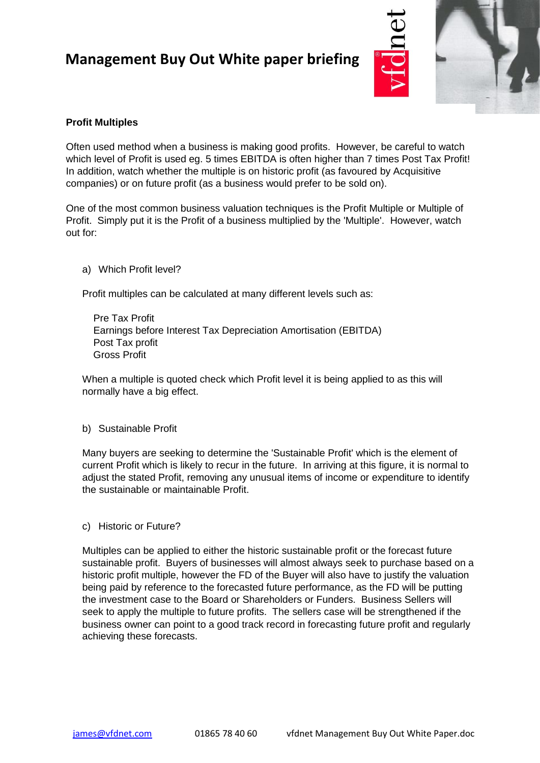## Profit Multiples

Often used method when a business is making good profits. However, be careful to watch which level of Profit is used eg. 5 times EBITDA is often higher than 7 times Post Tax Profit! In addition, watch whether the multiple is on historic profit (as favoured by Acquisitive companies) or on future profit (as a business would prefer to be sold on).

One of the most common business valuation techniques is the Profit Multiple or Multiple of Profit. Simply put it is the Profit of a business multiplied by the 'Multiple'. However, watch out for:

a) Which Profit level?

Profit multiples can be calculated at many different levels such as:

- Pre Tax Profit
- Earnings before Interest Tax Depreciation Amortisation (EBITDA)
- Post Tax profit
- Gross Profit

When a multiple is quoted check which Profit level it is being applied to as this will normally have a big effect.

b) Sustainable Profit

Many buyers are seeking to determine the 'Sustainable Profit' which is the element of current Profit which is likely to recur in the future. In arriving at this figure, it is normal to adjust the stated Profit, removing any unusual items of income or expenditure to identify the sustainable or maintainable Profit.

c) Historic or Future?

Multiples can be applied to either the historic sustainable profit or the forecast future sustainable profit. Buyers of businesses will almost always seek to purchase based on a historic profit multiple, however the FD of the Buyer will also have to justify the valuation being paid by reference to the forecasted future performance, as the FD will be putting the investment case to the Board or Shareholders or Funders. Business Sellers will seek to apply the multiple to future profits. The sellers case will be strengthened if the business owner can point to a good track record in forecasting future profit and regularly achieving these forecasts.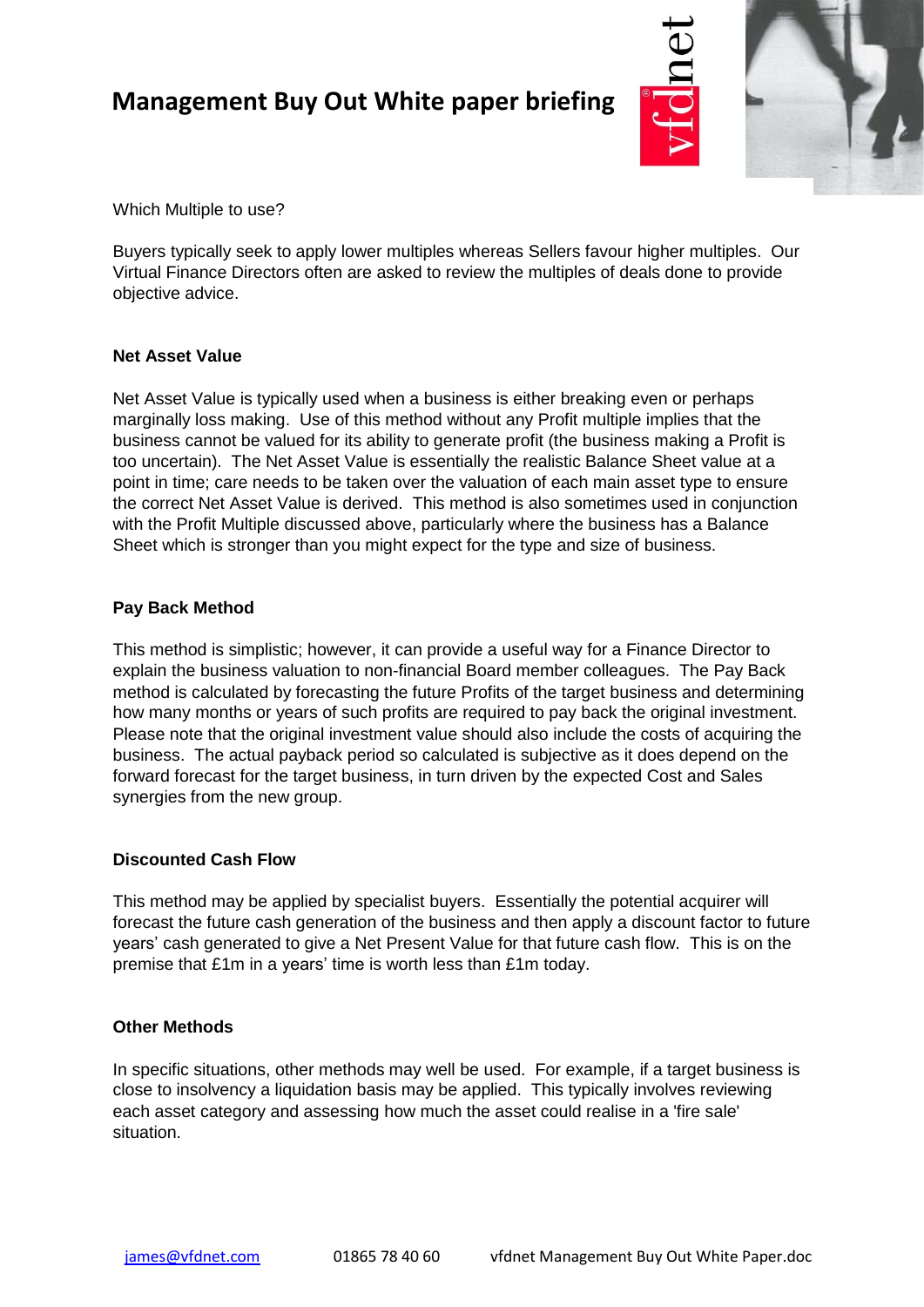Which Multiple to use?

Buyers typically seek to apply lower multiples whereas Sellers favour higher multiples. Our Virtual Finance Directors often are asked to review the multiples of deals done to provide objective advice.

**Net Asset Value**

Net Asset Value is typically used when a business is either breaking even or perhaps marginally loss making. Use of this method without any Profit multiple implies that the business cannot be valued for its ability to generate profit (the business making a Profit is too uncertain). The Net Asset Value is essentially the realistic Balance Sheet value at a point in time; care needs to be taken over the valuation of each main asset type to ensure the correct Net Asset Value is derived. This method is also sometimes used in conjunction with the Profit Multiple discussed above, particularly where the business has a Balance Sheet which is stronger than you might expect for the type and size of business.

**Pay Back Method**

This method is simplistic; however, it can provide a useful way for a Finance Director to explain the business valuation to non-financial Board member colleagues. The Pay Back method is calculated by forecasting the future Profits of the target business and determining how many months or years of such profits are required to pay back the original investment. Please note that the original investment value should also include the costs of acquiring the business. The actual payback period so calculated is subjective as it does depend on the forward forecast for the target business, in turn driven by the expected Cost and Sales synergies from the new group.

**Discounted Cash Flow**

This method may be applied by specialist buyers. Essentially the potential acquirer will forecast the future cash generation of the business and then apply a discount factor to future years' cash generated to give a Net Present Value for that future cash flow. This is on the premise that £1m in a years' time is worth less than £1m today.

**Other Methods**

In specific situations, other methods may well be used. For example, if a target business is close to insolvency a liquidation basis may be applied. This typically involves reviewing each asset category and assessing how much the asset could realise in a 'fire sale' situation.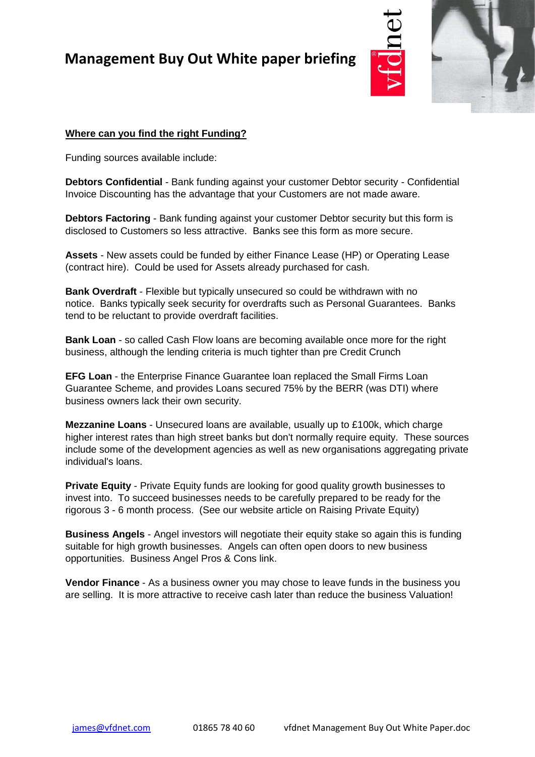## Where can you find the right Funding?

Funding sources available include:

**Debtors Confidential** - Bank funding against your customer Debtor security - Confidential Invoice Discounting has the advantage that your Customers are not made aware.

**Debtors Factoring** - Bank funding against your customer Debtor security but this form is disclosed to Customers so less attractive. Banks see this form as more secure.

**Assets** - New assets could be funded by either Finance Lease (HP) or Operating Lease (contract hire). Could be used for Assets already purchased for cash.

**Bank Overdraft** - Flexible but typically unsecured so could be withdrawn with no notice. Banks typically seek security for overdrafts such as Personal Guarantees. Banks tend to be reluctant to provide overdraft facilities.

**Bank Loan** - so called Cash Flow loans are becoming available once more for the right business, although the lending criteria is much tighter than pre Credit Crunch

**EFG Loan** - the Enterprise Finance Guarantee loan replaced the Small Firms Loan Guarantee Scheme, and provides Loans secured 75% by the BERR (was DTI) where business owners lack their own security.

**Mezzanine Loans** - Unsecured loans are available, usually up to £100k, which charge higher interest rates than high street banks but don't normally require equity. These sources include some of the development agencies as well as new organisations aggregating private individual's loans.

**Private Equity** - Private Equity funds are looking for good quality growth businesses to invest into. To succeed businesses needs to be carefully prepared to be ready for the rigorous 3 - 6 month process. (See our website article on Raising Private Equity)

**Business Angels** - Angel investors will negotiate their equity stake so again this is funding suitable for high growth businesses. Angels can often open doors to new business opportunities. Business Angel Pros & Cons link.

**Vendor Finance** - As a business owner you may chose to leave funds in the business you are selling. It is more attractive to receive cash later than reduce the business Valuation!